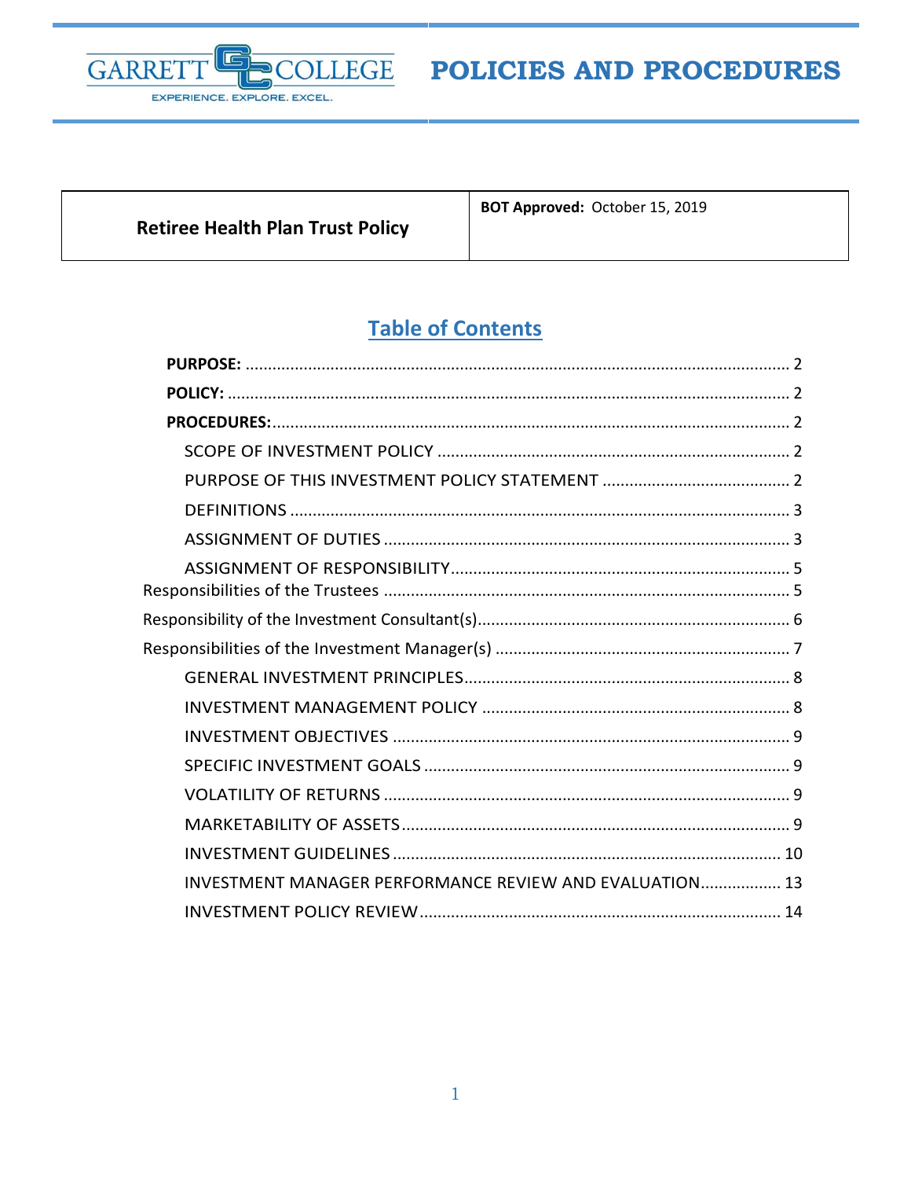# POLICIES AND PROCEDURES

| Retiree Health Plan Trust Policy | BOT Approved: October 15, 2019 |
| --- | --- |

## Table of Contents

**PURPOSE:** ........ 2

**POLICY:** ........ 2

**PROCEDURES:** ........ 2

- SCOPE OF INVESTMENT POLICY ........ 2
- PURPOSE OF THIS INVESTMENT POLICY STATEMENT ........ 2
- DEFINITIONS ........ 3
- ASSIGNMENT OF DUTIES ........ 3
- ASSIGNMENT OF RESPONSIBILITY ........ 5

Responsibilities of the Trustees ........ 5

Responsibility of the Investment Consultant(s) ........ 6

Responsibilities of the Investment Manager(s) ........ 7

- GENERAL INVESTMENT PRINCIPLES ........ 8
- INVESTMENT MANAGEMENT POLICY ........ 8
- INVESTMENT OBJECTIVES ........ 9
- SPECIFIC INVESTMENT GOALS ........ 9
- VOLATILITY OF RETURNS ........ 9
- MARKETABILITY OF ASSETS ........ 9
- INVESTMENT GUIDELINES ........ 10
- INVESTMENT MANAGER PERFORMANCE REVIEW AND EVALUATION ........ 13
- INVESTMENT POLICY REVIEW ........ 14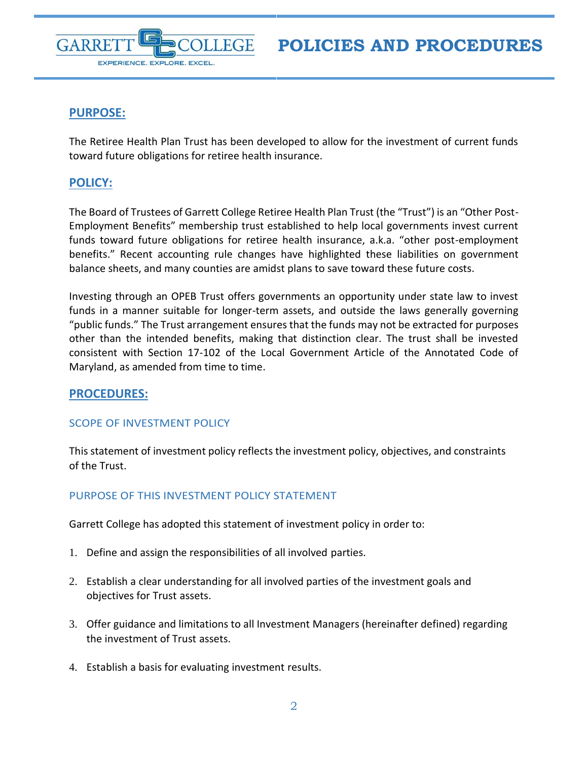## PURPOSE:

The Retiree Health Plan Trust has been developed to allow for the investment of current funds toward future obligations for retiree health insurance.

## POLICY:

The Board of Trustees of Garrett College Retiree Health Plan Trust (the "Trust") is an "Other Post-Employment Benefits" membership trust established to help local governments invest current funds toward future obligations for retiree health insurance, a.k.a. "other post-employment benefits." Recent accounting rule changes have highlighted these liabilities on government balance sheets, and many counties are amidst plans to save toward these future costs.

Investing through an OPEB Trust offers governments an opportunity under state law to invest funds in a manner suitable for longer-term assets, and outside the laws generally governing "public funds." The Trust arrangement ensures that the funds may not be extracted for purposes other than the intended benefits, making that distinction clear. The trust shall be invested consistent with Section 17-102 of the Local Government Article of the Annotated Code of Maryland, as amended from time to time.

## PROCEDURES:

### SCOPE OF INVESTMENT POLICY

This statement of investment policy reflects the investment policy, objectives, and constraints of the Trust.

### PURPOSE OF THIS INVESTMENT POLICY STATEMENT

Garrett College has adopted this statement of investment policy in order to:

1. Define and assign the responsibilities of all involved parties.
2. Establish a clear understanding for all involved parties of the investment goals and objectives for Trust assets.
3. Offer guidance and limitations to all Investment Managers (hereinafter defined) regarding the investment of Trust assets.
4. Establish a basis for evaluating investment results.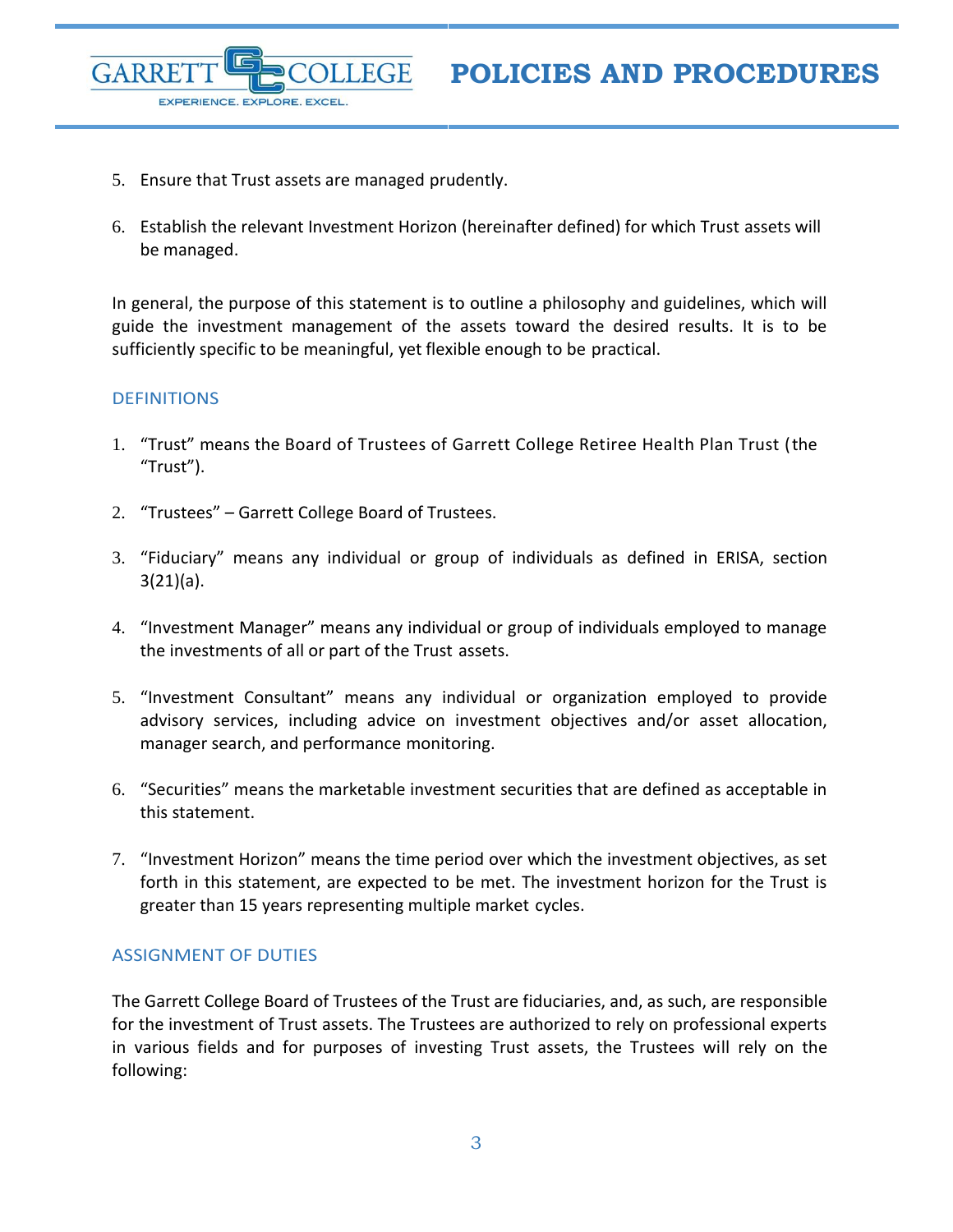5. Ensure that Trust assets are managed prudently.

6. Establish the relevant Investment Horizon (hereinafter defined) for which Trust assets will be managed.

In general, the purpose of this statement is to outline a philosophy and guidelines, which will guide the investment management of the assets toward the desired results. It is to be sufficiently specific to be meaningful, yet flexible enough to be practical.

## DEFINITIONS

1. "Trust" means the Board of Trustees of Garrett College Retiree Health Plan Trust (the "Trust").

2. "Trustees" – Garrett College Board of Trustees.

3. "Fiduciary" means any individual or group of individuals as defined in ERISA, section 3(21)(a).

4. "Investment Manager" means any individual or group of individuals employed to manage the investments of all or part of the Trust assets.

5. "Investment Consultant" means any individual or organization employed to provide advisory services, including advice on investment objectives and/or asset allocation, manager search, and performance monitoring.

6. "Securities" means the marketable investment securities that are defined as acceptable in this statement.

7. "Investment Horizon" means the time period over which the investment objectives, as set forth in this statement, are expected to be met. The investment horizon for the Trust is greater than 15 years representing multiple market cycles.

## ASSIGNMENT OF DUTIES

The Garrett College Board of Trustees of the Trust are fiduciaries, and, as such, are responsible for the investment of Trust assets. The Trustees are authorized to rely on professional experts in various fields and for purposes of investing Trust assets, the Trustees will rely on the following: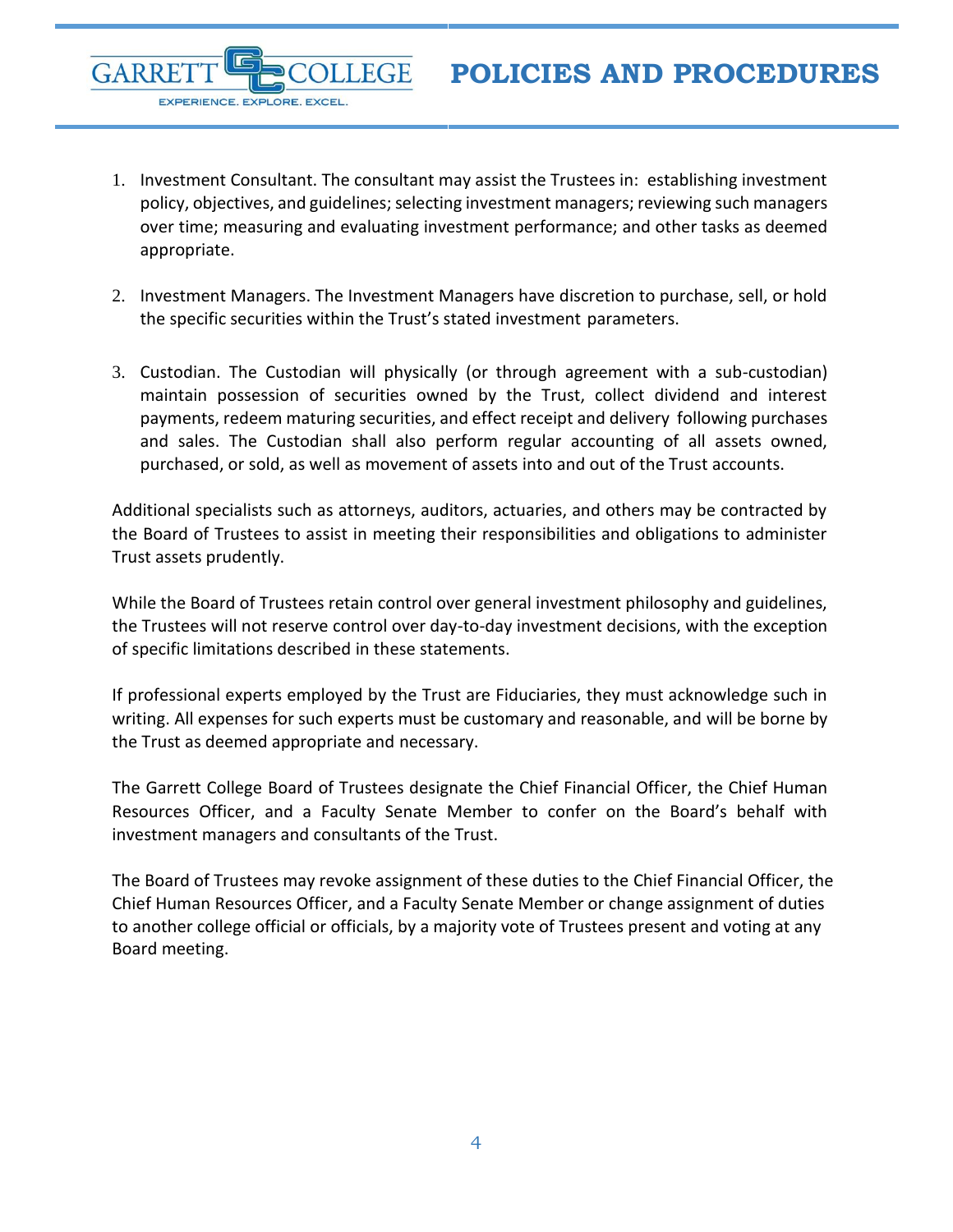1. Investment Consultant. The consultant may assist the Trustees in: establishing investment policy, objectives, and guidelines; selecting investment managers; reviewing such managers over time; measuring and evaluating investment performance; and other tasks as deemed appropriate.

2. Investment Managers. The Investment Managers have discretion to purchase, sell, or hold the specific securities within the Trust's stated investment parameters.

3. Custodian. The Custodian will physically (or through agreement with a sub-custodian) maintain possession of securities owned by the Trust, collect dividend and interest payments, redeem maturing securities, and effect receipt and delivery following purchases and sales. The Custodian shall also perform regular accounting of all assets owned, purchased, or sold, as well as movement of assets into and out of the Trust accounts.

Additional specialists such as attorneys, auditors, actuaries, and others may be contracted by the Board of Trustees to assist in meeting their responsibilities and obligations to administer Trust assets prudently.

While the Board of Trustees retain control over general investment philosophy and guidelines, the Trustees will not reserve control over day-to-day investment decisions, with the exception of specific limitations described in these statements.

If professional experts employed by the Trust are Fiduciaries, they must acknowledge such in writing. All expenses for such experts must be customary and reasonable, and will be borne by the Trust as deemed appropriate and necessary.

The Garrett College Board of Trustees designate the Chief Financial Officer, the Chief Human Resources Officer, and a Faculty Senate Member to confer on the Board's behalf with investment managers and consultants of the Trust.

The Board of Trustees may revoke assignment of these duties to the Chief Financial Officer, the Chief Human Resources Officer, and a Faculty Senate Member or change assignment of duties to another college official or officials, by a majority vote of Trustees present and voting at any Board meeting.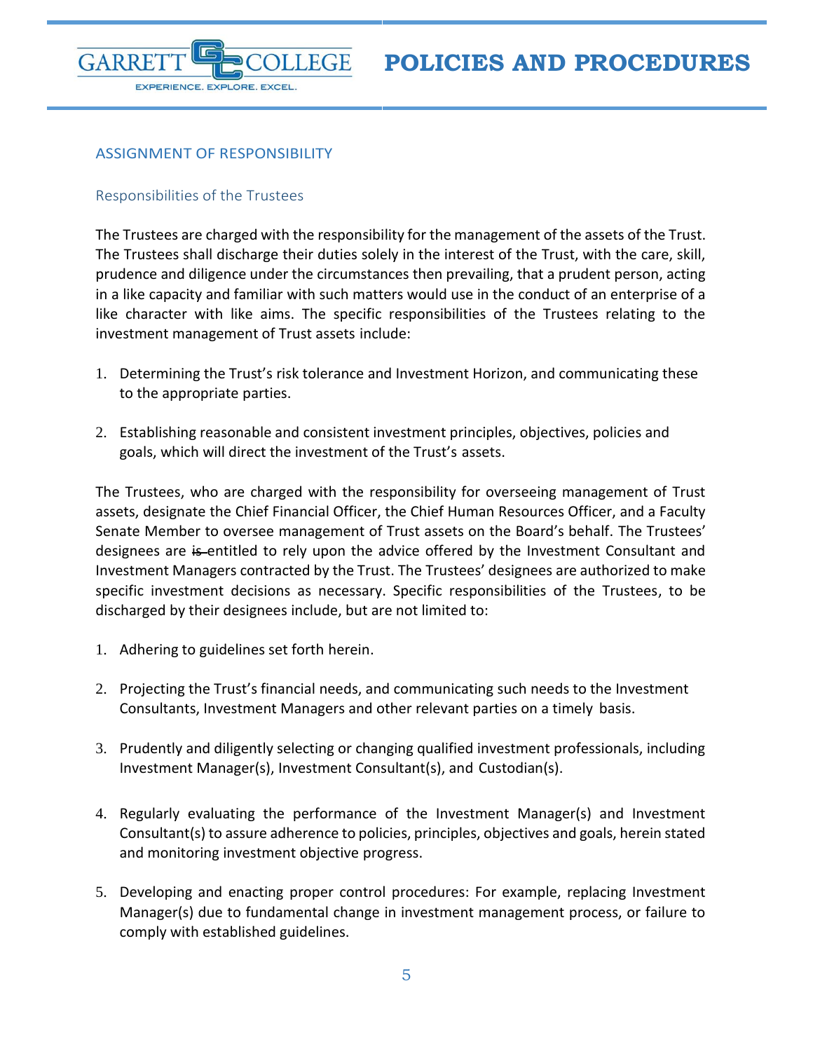## ASSIGNMENT OF RESPONSIBILITY

### Responsibilities of the Trustees

The Trustees are charged with the responsibility for the management of the assets of the Trust. The Trustees shall discharge their duties solely in the interest of the Trust, with the care, skill, prudence and diligence under the circumstances then prevailing, that a prudent person, acting in a like capacity and familiar with such matters would use in the conduct of an enterprise of a like character with like aims. The specific responsibilities of the Trustees relating to the investment management of Trust assets include:

1. Determining the Trust's risk tolerance and Investment Horizon, and communicating these to the appropriate parties.

2. Establishing reasonable and consistent investment principles, objectives, policies and goals, which will direct the investment of the Trust's assets.

The Trustees, who are charged with the responsibility for overseeing management of Trust assets, designate the Chief Financial Officer, the Chief Human Resources Officer, and a Faculty Senate Member to oversee management of Trust assets on the Board's behalf. The Trustees' designees are ~~is~~ entitled to rely upon the advice offered by the Investment Consultant and Investment Managers contracted by the Trust. The Trustees' designees are authorized to make specific investment decisions as necessary. Specific responsibilities of the Trustees, to be discharged by their designees include, but are not limited to:

1. Adhering to guidelines set forth herein.

2. Projecting the Trust's financial needs, and communicating such needs to the Investment Consultants, Investment Managers and other relevant parties on a timely basis.

3. Prudently and diligently selecting or changing qualified investment professionals, including Investment Manager(s), Investment Consultant(s), and Custodian(s).

4. Regularly evaluating the performance of the Investment Manager(s) and Investment Consultant(s) to assure adherence to policies, principles, objectives and goals, herein stated and monitoring investment objective progress.

5. Developing and enacting proper control procedures: For example, replacing Investment Manager(s) due to fundamental change in investment management process, or failure to comply with established guidelines.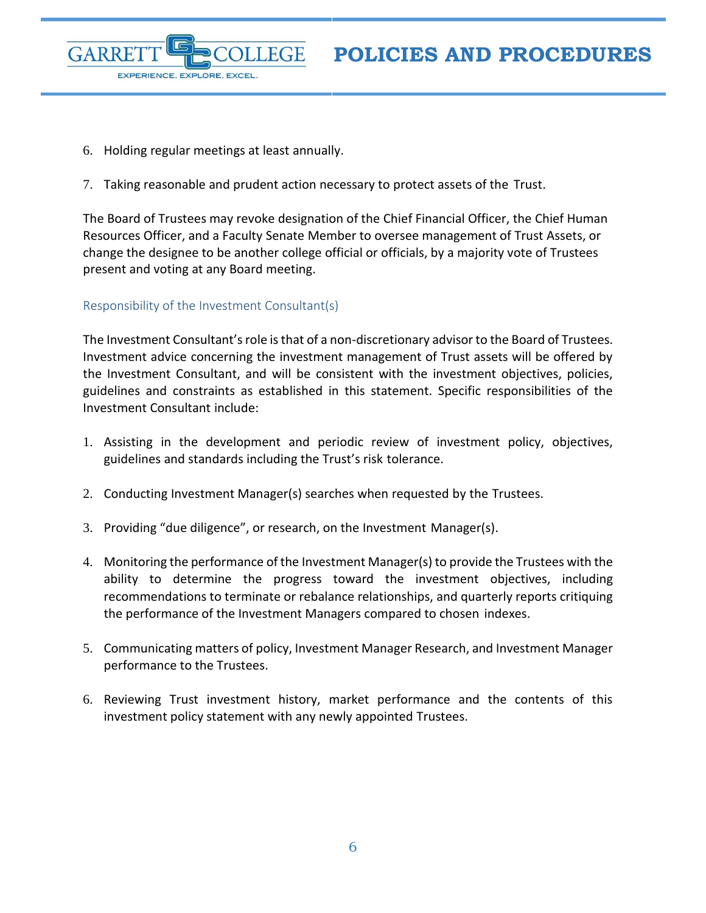6. Holding regular meetings at least annually.

7. Taking reasonable and prudent action necessary to protect assets of the Trust.

The Board of Trustees may revoke designation of the Chief Financial Officer, the Chief Human Resources Officer, and a Faculty Senate Member to oversee management of Trust Assets, or change the designee to be another college official or officials, by a majority vote of Trustees present and voting at any Board meeting.

### Responsibility of the Investment Consultant(s)

The Investment Consultant's role is that of a non-discretionary advisor to the Board of Trustees. Investment advice concerning the investment management of Trust assets will be offered by the Investment Consultant, and will be consistent with the investment objectives, policies, guidelines and constraints as established in this statement. Specific responsibilities of the Investment Consultant include:

1. Assisting in the development and periodic review of investment policy, objectives, guidelines and standards including the Trust's risk tolerance.

2. Conducting Investment Manager(s) searches when requested by the Trustees.

3. Providing "due diligence", or research, on the Investment Manager(s).

4. Monitoring the performance of the Investment Manager(s) to provide the Trustees with the ability to determine the progress toward the investment objectives, including recommendations to terminate or rebalance relationships, and quarterly reports critiquing the performance of the Investment Managers compared to chosen indexes.

5. Communicating matters of policy, Investment Manager Research, and Investment Manager performance to the Trustees.

6. Reviewing Trust investment history, market performance and the contents of this investment policy statement with any newly appointed Trustees.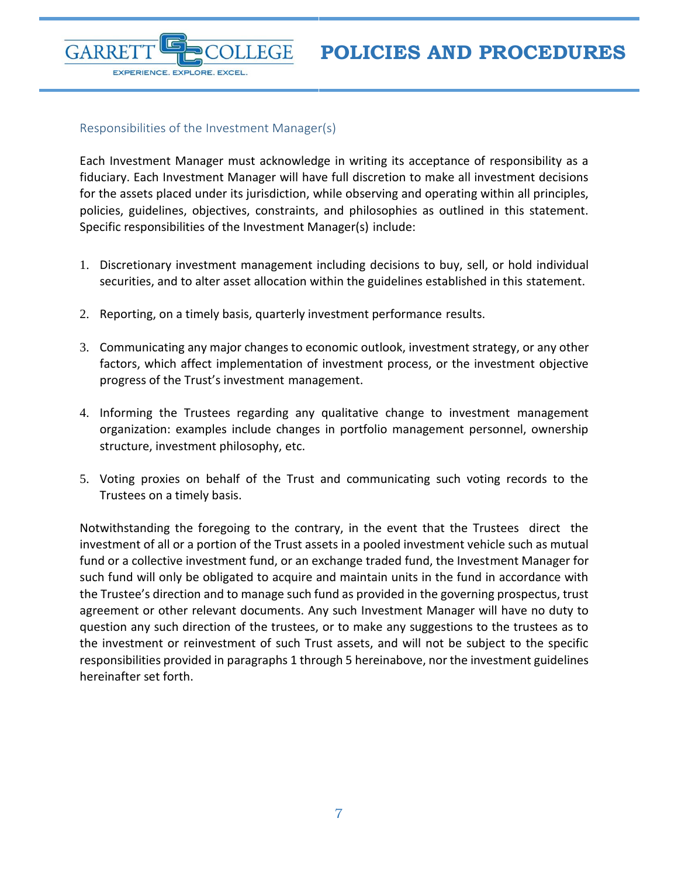## Responsibilities of the Investment Manager(s)

Each Investment Manager must acknowledge in writing its acceptance of responsibility as a fiduciary. Each Investment Manager will have full discretion to make all investment decisions for the assets placed under its jurisdiction, while observing and operating within all principles, policies, guidelines, objectives, constraints, and philosophies as outlined in this statement. Specific responsibilities of the Investment Manager(s) include:

1. Discretionary investment management including decisions to buy, sell, or hold individual securities, and to alter asset allocation within the guidelines established in this statement.

2. Reporting, on a timely basis, quarterly investment performance results.

3. Communicating any major changes to economic outlook, investment strategy, or any other factors, which affect implementation of investment process, or the investment objective progress of the Trust's investment management.

4. Informing the Trustees regarding any qualitative change to investment management organization: examples include changes in portfolio management personnel, ownership structure, investment philosophy, etc.

5. Voting proxies on behalf of the Trust and communicating such voting records to the Trustees on a timely basis.

Notwithstanding the foregoing to the contrary, in the event that the Trustees direct the investment of all or a portion of the Trust assets in a pooled investment vehicle such as mutual fund or a collective investment fund, or an exchange traded fund, the Investment Manager for such fund will only be obligated to acquire and maintain units in the fund in accordance with the Trustee's direction and to manage such fund as provided in the governing prospectus, trust agreement or other relevant documents. Any such Investment Manager will have no duty to question any such direction of the trustees, or to make any suggestions to the trustees as to the investment or reinvestment of such Trust assets, and will not be subject to the specific responsibilities provided in paragraphs 1 through 5 hereinabove, nor the investment guidelines hereinafter set forth.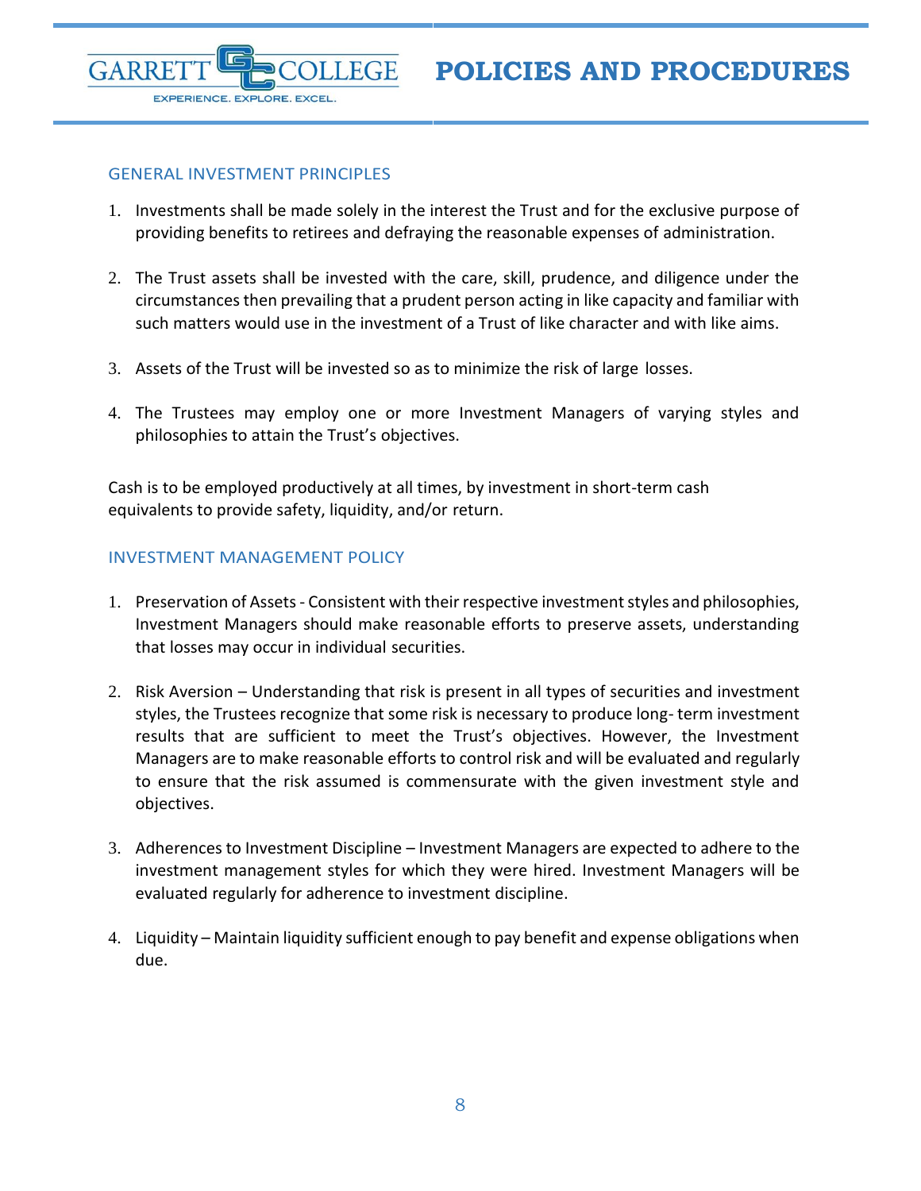## GENERAL INVESTMENT PRINCIPLES

1. Investments shall be made solely in the interest the Trust and for the exclusive purpose of providing benefits to retirees and defraying the reasonable expenses of administration.

2. The Trust assets shall be invested with the care, skill, prudence, and diligence under the circumstances then prevailing that a prudent person acting in like capacity and familiar with such matters would use in the investment of a Trust of like character and with like aims.

3. Assets of the Trust will be invested so as to minimize the risk of large losses.

4. The Trustees may employ one or more Investment Managers of varying styles and philosophies to attain the Trust's objectives.

Cash is to be employed productively at all times, by investment in short-term cash equivalents to provide safety, liquidity, and/or return.

## INVESTMENT MANAGEMENT POLICY

1. Preservation of Assets - Consistent with their respective investment styles and philosophies, Investment Managers should make reasonable efforts to preserve assets, understanding that losses may occur in individual securities.

2. Risk Aversion – Understanding that risk is present in all types of securities and investment styles, the Trustees recognize that some risk is necessary to produce long- term investment results that are sufficient to meet the Trust's objectives. However, the Investment Managers are to make reasonable efforts to control risk and will be evaluated and regularly to ensure that the risk assumed is commensurate with the given investment style and objectives.

3. Adherences to Investment Discipline – Investment Managers are expected to adhere to the investment management styles for which they were hired. Investment Managers will be evaluated regularly for adherence to investment discipline.

4. Liquidity – Maintain liquidity sufficient enough to pay benefit and expense obligations when due.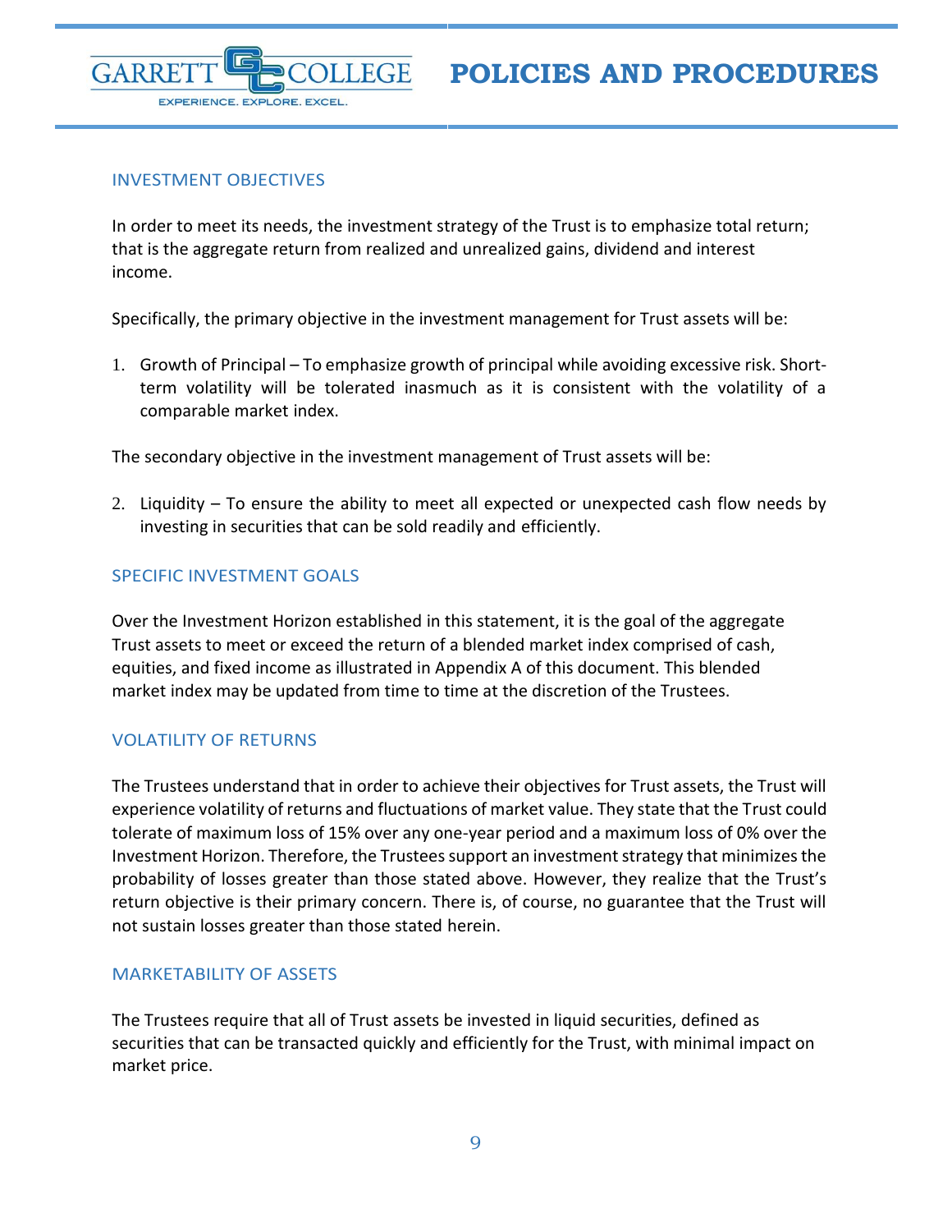## INVESTMENT OBJECTIVES

In order to meet its needs, the investment strategy of the Trust is to emphasize total return; that is the aggregate return from realized and unrealized gains, dividend and interest income.

Specifically, the primary objective in the investment management for Trust assets will be:

1. Growth of Principal – To emphasize growth of principal while avoiding excessive risk. Short-term volatility will be tolerated inasmuch as it is consistent with the volatility of a comparable market index.

The secondary objective in the investment management of Trust assets will be:

2. Liquidity – To ensure the ability to meet all expected or unexpected cash flow needs by investing in securities that can be sold readily and efficiently.

## SPECIFIC INVESTMENT GOALS

Over the Investment Horizon established in this statement, it is the goal of the aggregate Trust assets to meet or exceed the return of a blended market index comprised of cash, equities, and fixed income as illustrated in Appendix A of this document. This blended market index may be updated from time to time at the discretion of the Trustees.

## VOLATILITY OF RETURNS

The Trustees understand that in order to achieve their objectives for Trust assets, the Trust will experience volatility of returns and fluctuations of market value. They state that the Trust could tolerate of maximum loss of 15% over any one-year period and a maximum loss of 0% over the Investment Horizon. Therefore, the Trustees support an investment strategy that minimizes the probability of losses greater than those stated above. However, they realize that the Trust's return objective is their primary concern. There is, of course, no guarantee that the Trust will not sustain losses greater than those stated herein.

## MARKETABILITY OF ASSETS

The Trustees require that all of Trust assets be invested in liquid securities, defined as securities that can be transacted quickly and efficiently for the Trust, with minimal impact on market price.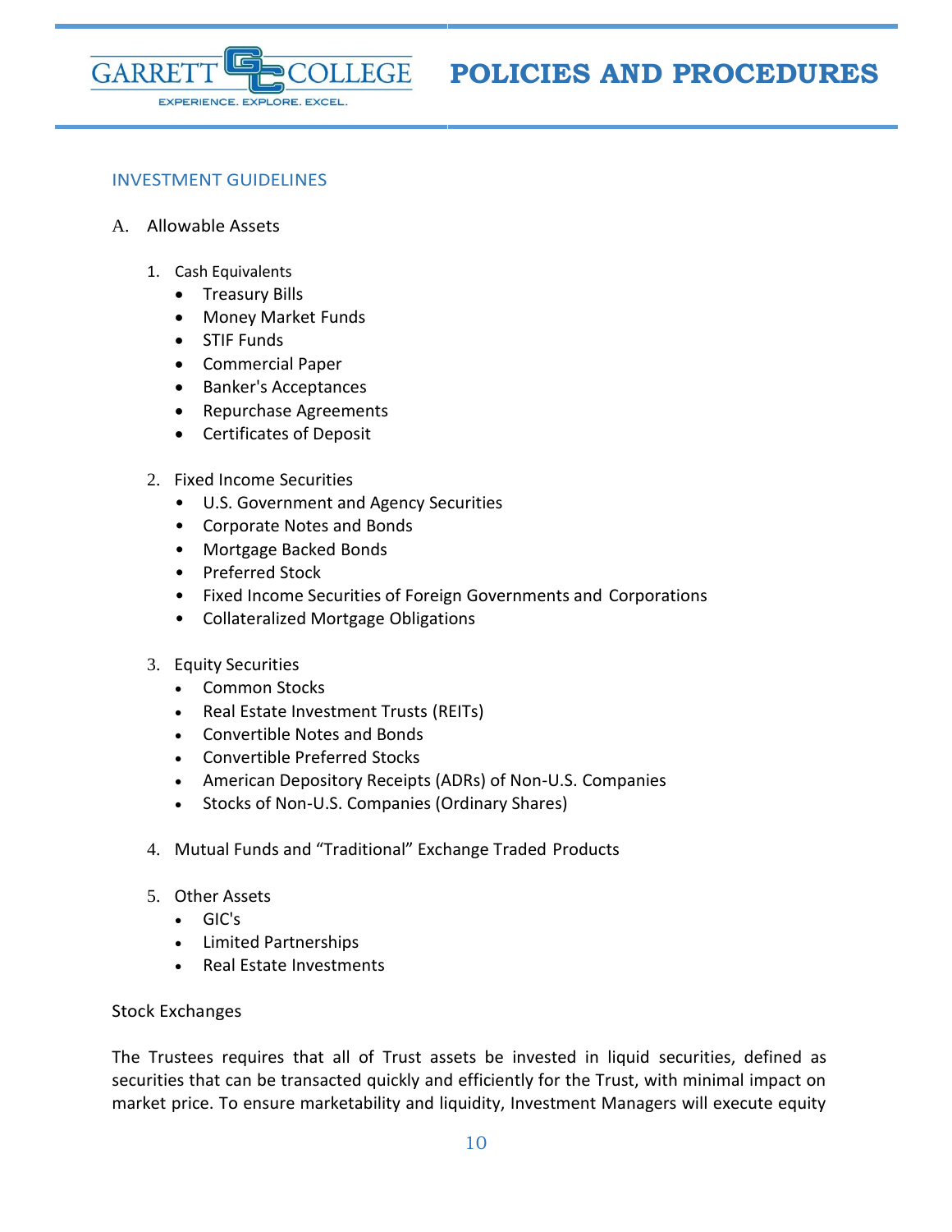## INVESTMENT GUIDELINES

A. Allowable Assets

1. Cash Equivalents
   - Treasury Bills
   - Money Market Funds
   - STIF Funds
   - Commercial Paper
   - Banker's Acceptances
   - Repurchase Agreements
   - Certificates of Deposit

2. Fixed Income Securities
   - U.S. Government and Agency Securities
   - Corporate Notes and Bonds
   - Mortgage Backed Bonds
   - Preferred Stock
   - Fixed Income Securities of Foreign Governments and Corporations
   - Collateralized Mortgage Obligations

3. Equity Securities
   - Common Stocks
   - Real Estate Investment Trusts (REITs)
   - Convertible Notes and Bonds
   - Convertible Preferred Stocks
   - American Depository Receipts (ADRs) of Non-U.S. Companies
   - Stocks of Non-U.S. Companies (Ordinary Shares)

4. Mutual Funds and "Traditional" Exchange Traded Products

5. Other Assets
   - GIC's
   - Limited Partnerships
   - Real Estate Investments

Stock Exchanges

The Trustees requires that all of Trust assets be invested in liquid securities, defined as securities that can be transacted quickly and efficiently for the Trust, with minimal impact on market price. To ensure marketability and liquidity, Investment Managers will execute equity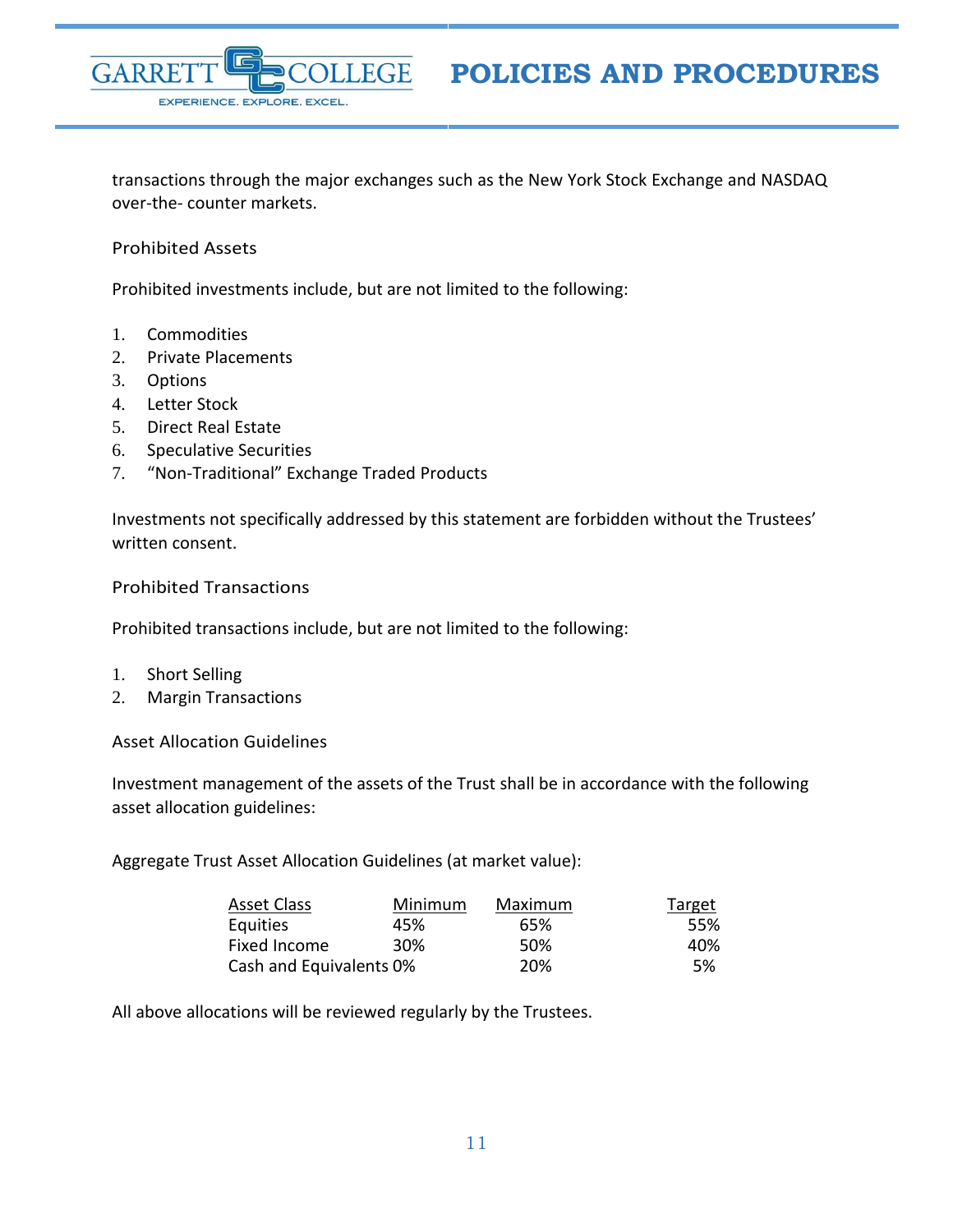transactions through the major exchanges such as the New York Stock Exchange and NASDAQ over-the- counter markets.

### Prohibited Assets

Prohibited investments include, but are not limited to the following:

1. Commodities
2. Private Placements
3. Options
4. Letter Stock
5. Direct Real Estate
6. Speculative Securities
7. "Non-Traditional" Exchange Traded Products

Investments not specifically addressed by this statement are forbidden without the Trustees' written consent.

### Prohibited Transactions

Prohibited transactions include, but are not limited to the following:

1. Short Selling
2. Margin Transactions

### Asset Allocation Guidelines

Investment management of the assets of the Trust shall be in accordance with the following asset allocation guidelines:

Aggregate Trust Asset Allocation Guidelines (at market value):

| Asset Class | Minimum | Maximum | Target |
|---|---|---|---|
| Equities | 45% | 65% | 55% |
| Fixed Income | 30% | 50% | 40% |
| Cash and Equivalents | 0% | 20% | 5% |

All above allocations will be reviewed regularly by the Trustees.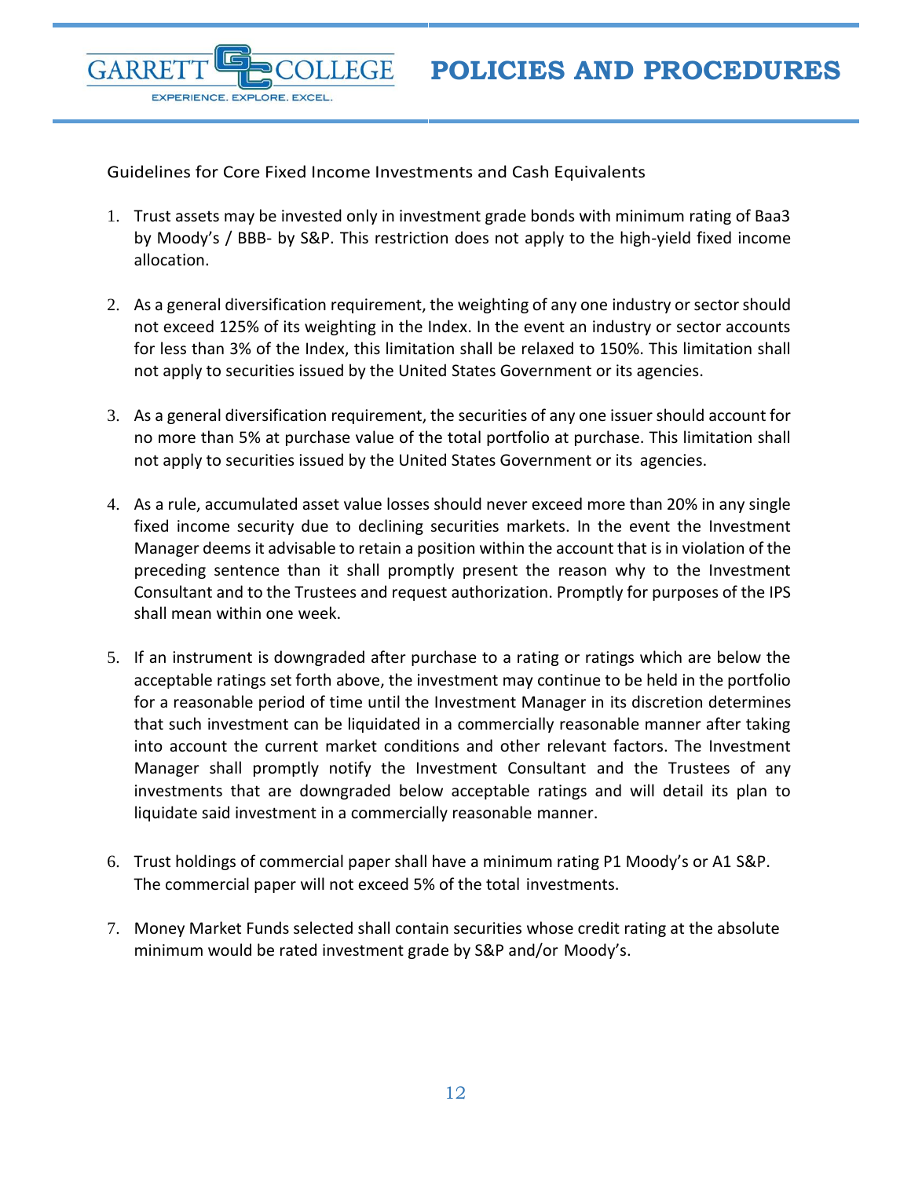Guidelines for Core Fixed Income Investments and Cash Equivalents

1. Trust assets may be invested only in investment grade bonds with minimum rating of Baa3 by Moody's / BBB- by S&P. This restriction does not apply to the high-yield fixed income allocation.

2. As a general diversification requirement, the weighting of any one industry or sector should not exceed 125% of its weighting in the Index. In the event an industry or sector accounts for less than 3% of the Index, this limitation shall be relaxed to 150%. This limitation shall not apply to securities issued by the United States Government or its agencies.

3. As a general diversification requirement, the securities of any one issuer should account for no more than 5% at purchase value of the total portfolio at purchase. This limitation shall not apply to securities issued by the United States Government or its agencies.

4. As a rule, accumulated asset value losses should never exceed more than 20% in any single fixed income security due to declining securities markets. In the event the Investment Manager deems it advisable to retain a position within the account that is in violation of the preceding sentence than it shall promptly present the reason why to the Investment Consultant and to the Trustees and request authorization. Promptly for purposes of the IPS shall mean within one week.

5. If an instrument is downgraded after purchase to a rating or ratings which are below the acceptable ratings set forth above, the investment may continue to be held in the portfolio for a reasonable period of time until the Investment Manager in its discretion determines that such investment can be liquidated in a commercially reasonable manner after taking into account the current market conditions and other relevant factors. The Investment Manager shall promptly notify the Investment Consultant and the Trustees of any investments that are downgraded below acceptable ratings and will detail its plan to liquidate said investment in a commercially reasonable manner.

6. Trust holdings of commercial paper shall have a minimum rating P1 Moody's or A1 S&P. The commercial paper will not exceed 5% of the total investments.

7. Money Market Funds selected shall contain securities whose credit rating at the absolute minimum would be rated investment grade by S&P and/or Moody's.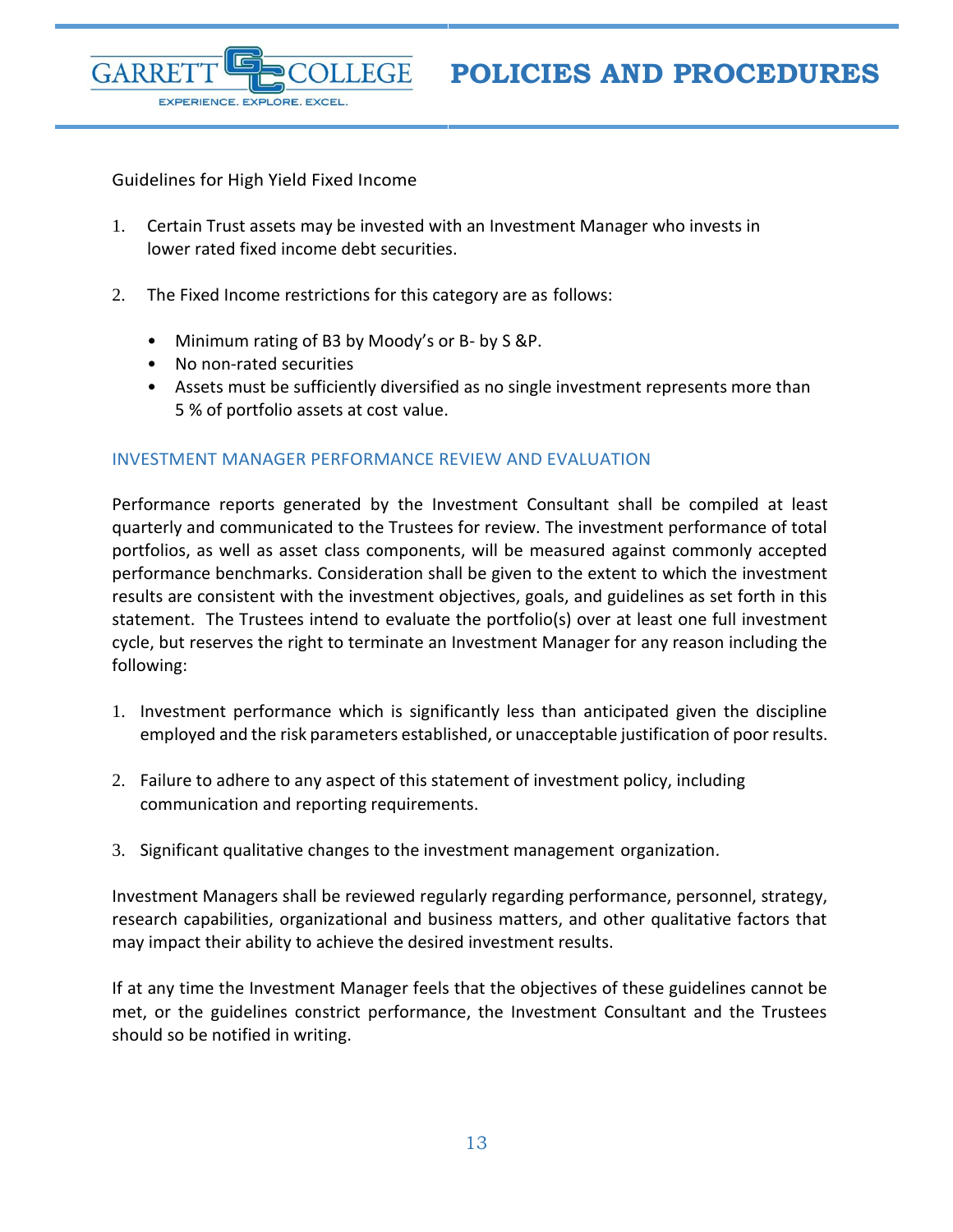Guidelines for High Yield Fixed Income

1. Certain Trust assets may be invested with an Investment Manager who invests in lower rated fixed income debt securities.

2. The Fixed Income restrictions for this category are as follows:

   - Minimum rating of B3 by Moody's or B- by S &P.
   - No non-rated securities
   - Assets must be sufficiently diversified as no single investment represents more than 5 % of portfolio assets at cost value.

## INVESTMENT MANAGER PERFORMANCE REVIEW AND EVALUATION

Performance reports generated by the Investment Consultant shall be compiled at least quarterly and communicated to the Trustees for review. The investment performance of total portfolios, as well as asset class components, will be measured against commonly accepted performance benchmarks. Consideration shall be given to the extent to which the investment results are consistent with the investment objectives, goals, and guidelines as set forth in this statement. The Trustees intend to evaluate the portfolio(s) over at least one full investment cycle, but reserves the right to terminate an Investment Manager for any reason including the following:

1. Investment performance which is significantly less than anticipated given the discipline employed and the risk parameters established, or unacceptable justification of poor results.

2. Failure to adhere to any aspect of this statement of investment policy, including communication and reporting requirements.

3. Significant qualitative changes to the investment management organization.

Investment Managers shall be reviewed regularly regarding performance, personnel, strategy, research capabilities, organizational and business matters, and other qualitative factors that may impact their ability to achieve the desired investment results.

If at any time the Investment Manager feels that the objectives of these guidelines cannot be met, or the guidelines constrict performance, the Investment Consultant and the Trustees should so be notified in writing.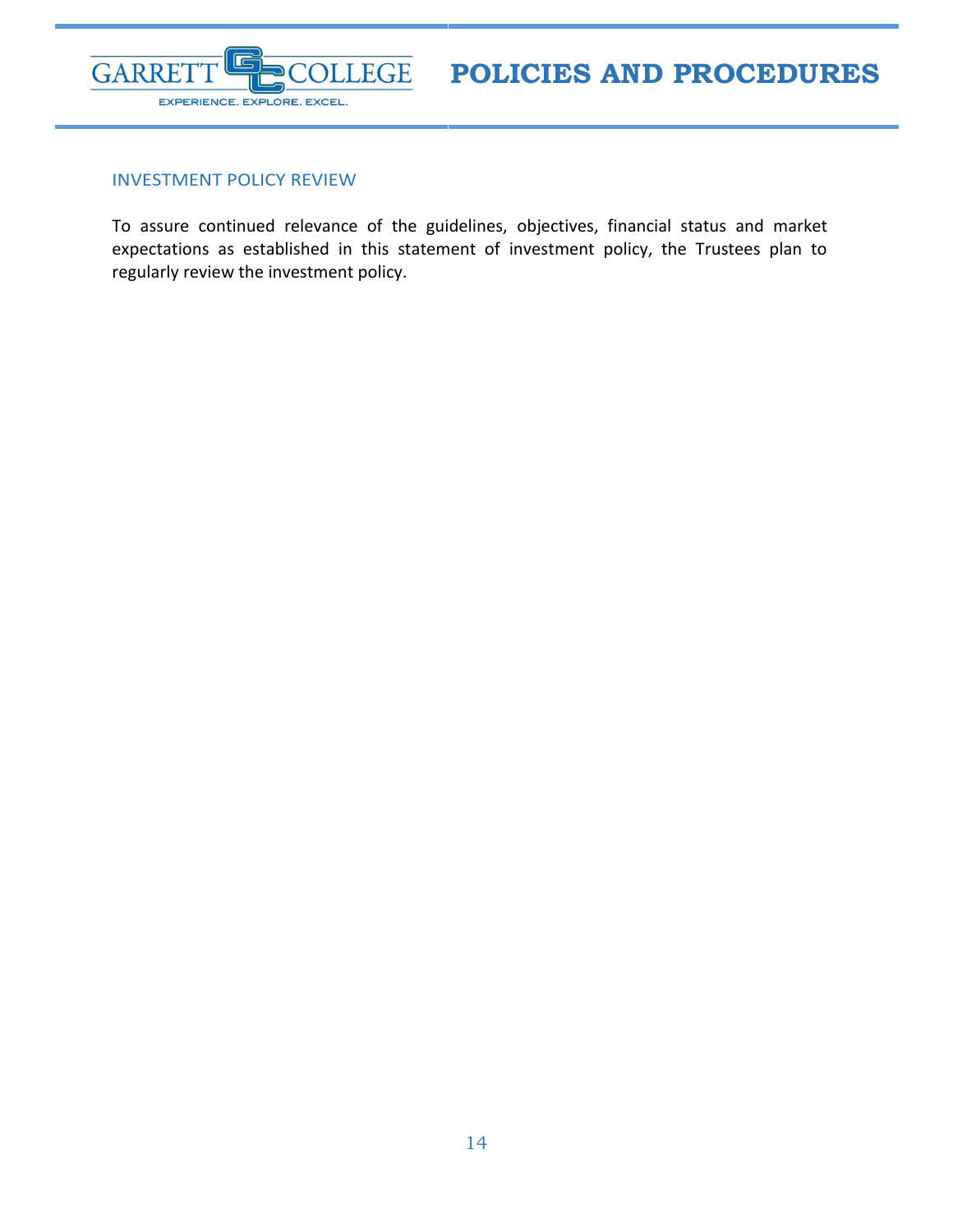## INVESTMENT POLICY REVIEW

To assure continued relevance of the guidelines, objectives, financial status and market expectations as established in this statement of investment policy, the Trustees plan to regularly review the investment policy.